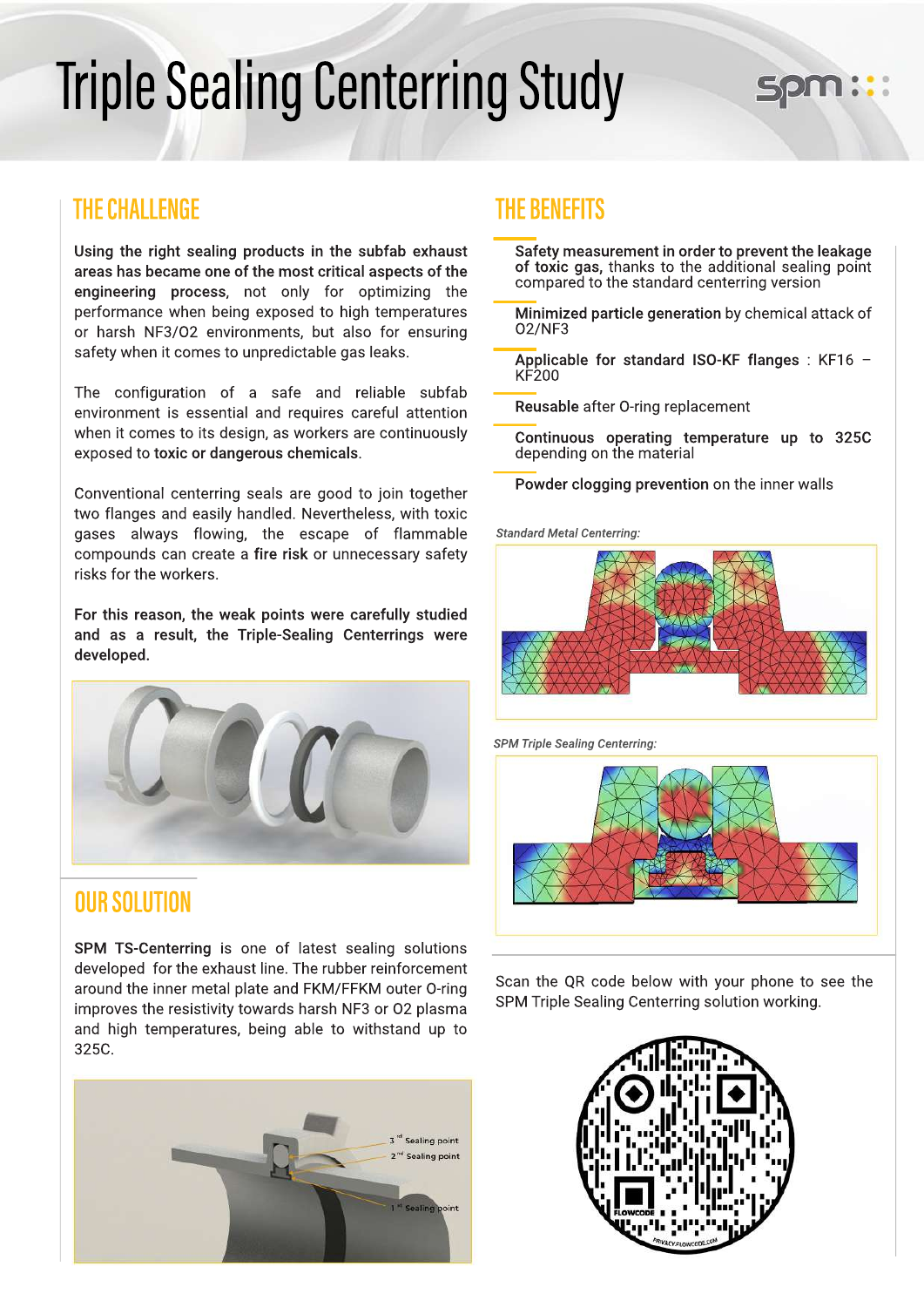# Triple Sealing Centerring Study

## THE CHALLENGE

**Using the right sealing products in the subfab exhaust areas has became one of the most critical aspects of the engineering process**, not only for optimizing the performance when being exposed to high temperatures or harsh NF3/O2 environments, but also for ensuring safety when it comes to unpredictable gas leaks.

The configuration of a safe and reliable subfab environment is essential and requires careful attention when it comes to its design, as workers are continuously exposed to **toxic or dangerous chemicals**.

Conventional centerring seals are good to join together two flanges and easily handled. Nevertheless, with toxic gases always flowing, the escape of flammable compounds can create a **fire risk** or unnecessary safety risks for the workers.

**For this reason, the weak points were carefully studied and as a result, the Triple-Sealing Centerrings were developed.**

## OUR SOLUTION

**SPM TS-Centerring** is one of latest sealing solutions developed for the exhaust line. The rubber reinforcement around the inner metal plate and FKM/FFKM outer O-ring improves the resistivity towards harsh NF3 or O2 plasma and high temperatures, being able to withstand up to 325C.

3[rd] Sealing point
2[nd] Sealing point
1[st] Sealing point

## THE BENEFITS

- **Safety measurement in order to prevent the leakage of toxic gas,** thanks to the additional sealing point compared to the standard centerring version
- **Minimized particle generation** by chemical attack of O2/NF3
- **Applicable for standard ISO-KF flanges** : KF16 – KF200
- **Reusable** after O-ring replacement
- **Continuous operating temperature up to 325C** depending on the material
- **Powder clogging prevention** on the inner walls

*Standard Metal Centerring:*

*SPM Triple Sealing Centerring:*

Scan the QR code below with your phone to see the SPM Triple Sealing Centerring solution working.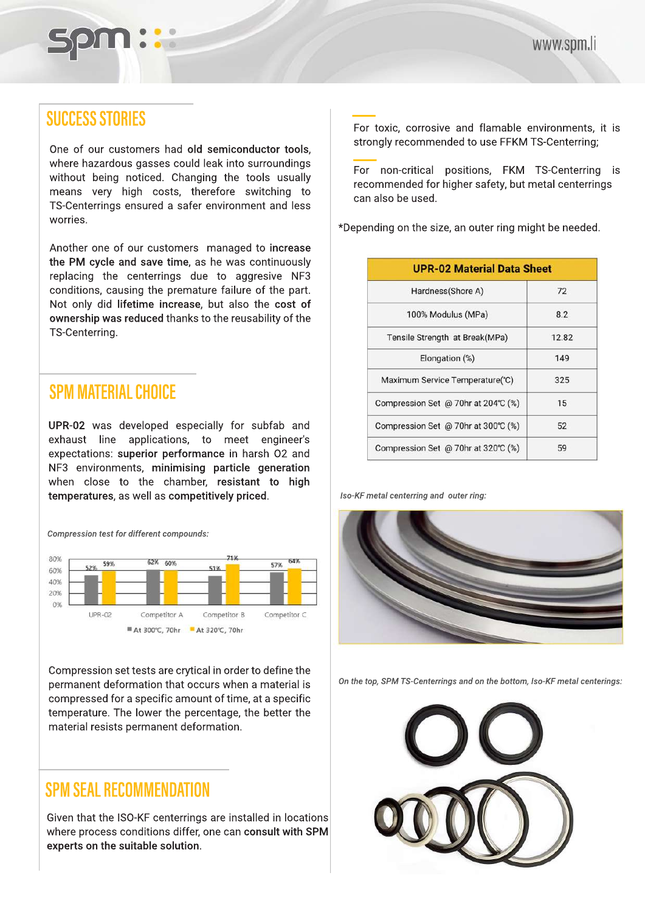## SUCCESS STORIES

One of our customers had **old semiconductor tools**, where hazardous gasses could leak into surroundings without being noticed. Changing the tools usually means very high costs, therefore switching to TS-Centerrings ensured a safer environment and less worries.

Another one of our customers managed to **increase the PM cycle and save time**, as he was continuously replacing the centerrings due to aggressive NF3 conditions, causing the premature failure of the part. Not only did **lifetime increase**, but also the **cost of ownership was reduced** thanks to the reusability of the TS-Centerring.

## SPM MATERIAL CHOICE

**UPR-02** was developed especially for subfab and exhaust line applications, to meet engineer's expectations: **superior performance** in harsh O2 and NF3 environments, **minimising particle generation** when close to the chamber, **resistant to high temperatures**, as well as **competitively priced**.

*Compression test for different compounds:*

| | UPR-02 | Competitor A | Competitor B | Competitor C |
|---|---|---|---|---|
| At 300°C, 70hr | 52% | 62% | 51% | 57% |
| At 320°C, 70hr | 59% | 60% | 71% | 64% |

Compression set tests are crytical in order to define the permanent deformation that occurs when a material is compressed for a specific amount of time, at a specific temperature. The lower the percentage, the better the material resists permanent deformation.

## SPM SEAL RECOMMENDATION

Given that the ISO-KF centerrings are installed in locations where process conditions differ, one can **consult with SPM experts on the suitable solution**.

For toxic, corrosive and flamable environments, it is strongly recommended to use FFKM TS-Centerring;

For non-critical positions, FKM TS-Centerring is recommended for higher safety, but metal centerrings can also be used.

*Depending on the size, an outer ring might be needed.

| UPR-02 Material Data Sheet | |
|---|---|
| Hardness(Shore A) | 72 |
| 100% Modulus (MPa) | 8.2 |
| Tensile Strength at Break(MPa) | 12.82 |
| Elongation (%) | 149 |
| Maximum Service Temperature(°C) | 325 |
| Compression Set @ 70hr at 204°C (%) | 15 |
| Compression Set @ 70hr at 300°C (%) | 52 |
| Compression Set @ 70hr at 320°C (%) | 59 |

*Iso-KF metal centerring and outer ring:*

*On the top, SPM TS-Centerrings and on the bottom, Iso-KF metal centerings:*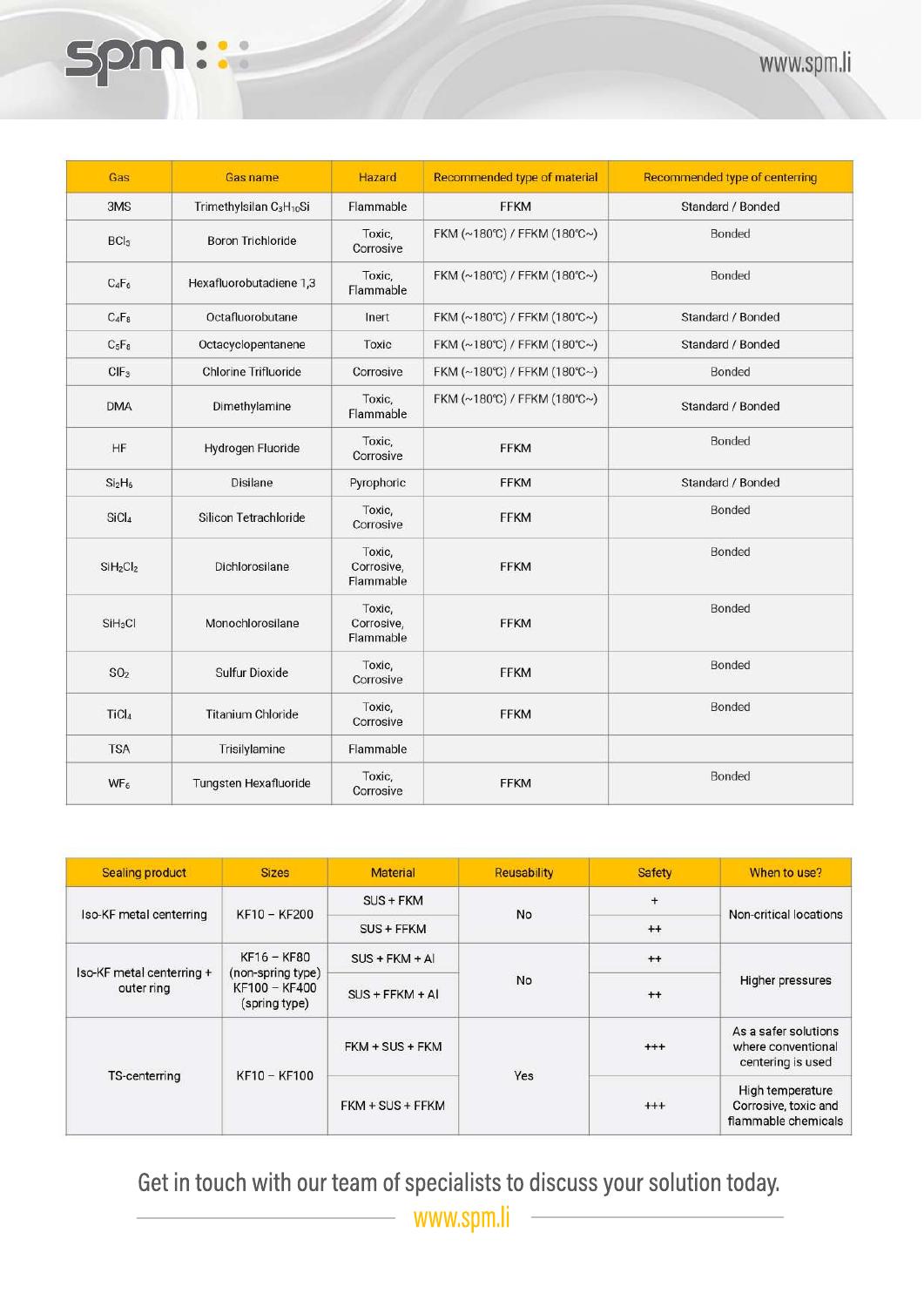| Gas | Gas name | Hazard | Recommended type of material | Recommended type of centerring |
|---|---|---|---|---|
| 3MS | Trimethylsilan $C_3H_{10}Si$ | Flammable | FFKM | Standard / Bonded |
| $BCl_3$ | Boron Trichloride | Toxic, Corrosive | FKM (~180°C) / FFKM (180°C~) | Bonded |
| $C_4F_6$ | Hexafluorobutadiene 1,3 | Toxic, Flammable | FKM (~180°C) / FFKM (180°C~) | Bonded |
| $C_4F_8$ | Octafluorobutane | Inert | FKM (~180°C) / FFKM (180°C~) | Standard / Bonded |
| $C_5F_8$ | Octacyclopentanene | Toxic | FKM (~180°C) / FFKM (180°C~) | Standard / Bonded |
| $ClF_3$ | Chlorine Trifluoride | Corrosive | FKM (~180°C) / FFKM (180°C~) | Bonded |
| DMA | Dimethylamine | Toxic, Flammable | FKM (~180°C) / FFKM (180°C~) | Standard / Bonded |
| HF | Hydrogen Fluoride | Toxic, Corrosive | FFKM | Bonded |
| $Si_2H_6$ | Disilane | Pyrophoric | FFKM | Standard / Bonded |
| $SiCl_4$ | Silicon Tetrachloride | Toxic, Corrosive | FFKM | Bonded |
| $SiH_2Cl_2$ | Dichlorosilane | Toxic, Corrosive, Flammable | FFKM | Bonded |
| $SiH_3Cl$ | Monochlorosilane | Toxic, Corrosive, Flammable | FFKM | Bonded |
| $SO_2$ | Sulfur Dioxide | Toxic, Corrosive | FFKM | Bonded |
| $TiCl_4$ | Titanium Chloride | Toxic, Corrosive | FFKM | Bonded |
| TSA | Trisilylamine | Flammable | | |
| $WF_6$ | Tungsten Hexafluoride | Toxic, Corrosive | FFKM | Bonded |

| Sealing product | Sizes | Material | Reusability | Safety | When to use? |
|---|---|---|---|---|---|
| Iso-KF metal centerring | KF10 – KF200 | SUS + FKM | No | + | Non-critical locations |
| | | SUS + FFKM | | ++ | |
| Iso-KF metal centerring + outer ring | KF16 – KF80 (non-spring type) KF100 – KF400 (spring type) | SUS + FKM + Al | No | ++ | Higher pressures |
| | | SUS + FFKM + Al | | ++ | |
| TS-centerring | KF10 – KF100 | FKM + SUS + FKM | Yes | +++ | As a safer solutions where conventional centering is used |
| | | FKM + SUS + FFKM | | +++ | High temperature Corrosive, toxic and flammable chemicals |

Get in touch with our team of specialists to discuss your solution today.

www.spm.li